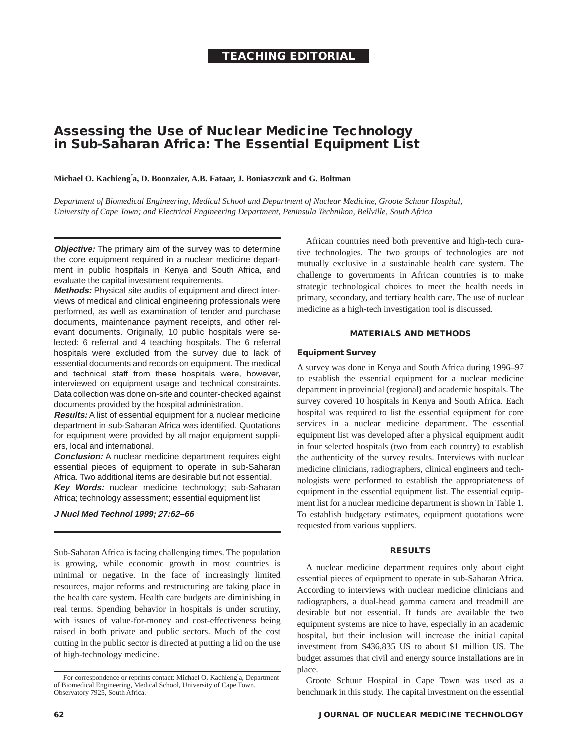TEACHING EDITORIAL

# Assessing the Use of Nuclear Medicine Technology in Sub-Saharan Africa: The Essential Equipment List

**Michael O. Kachieng´a, D. Boonzaier, A.B. Fataar, J. Boniaszczuk and G. Boltman**

*Department of Biomedical Engineering, Medical School and Department of Nuclear Medicine, Groote Schuur Hospital, University of Cape Town; and Electrical Engineering Department, Peninsula Technikon, Bellville, South Africa*

***Objective:*** The primary aim of the survey was to determine the core equipment required in a nuclear medicine department in public hospitals in Kenya and South Africa, and evaluate the capital investment requirements.

***Methods:*** Physical site audits of equipment and direct interviews of medical and clinical engineering professionals were performed, as well as examination of tender and purchase documents, maintenance payment receipts, and other relevant documents. Originally, 10 public hospitals were selected: 6 referral and 4 teaching hospitals. The 6 referral hospitals were excluded from the survey due to lack of essential documents and records on equipment. The medical and technical staff from these hospitals were, however, interviewed on equipment usage and technical constraints. Data collection was done on-site and counter-checked against documents provided by the hospital administration.

***Results:*** A list of essential equipment for a nuclear medicine department in sub-Saharan Africa was identified. Quotations for equipment were provided by all major equipment suppliers, local and international.

***Conclusion:*** A nuclear medicine department requires eight essential pieces of equipment to operate in sub-Saharan Africa. Two additional items are desirable but not essential.

***Key Words:*** nuclear medicine technology; sub-Saharan Africa; technology assessment; essential equipment list

***J Nucl Med Technol 1999; 27:62–66***

Sub-Saharan Africa is facing challenging times. The population is growing, while economic growth in most countries is minimal or negative. In the face of increasingly limited resources, major reforms and restructuring are taking place in the health care system. Health care budgets are diminishing in real terms. Spending behavior in hospitals is under scrutiny, with issues of value-for-money and cost-effectiveness being raised in both private and public sectors. Much of the cost cutting in the public sector is directed at putting a lid on the use of high-technology medicine.

African countries need both preventive and high-tech curative technologies. The two groups of technologies are not mutually exclusive in a sustainable health care system. The challenge to governments in African countries is to make strategic technological choices to meet the health needs in primary, secondary, and tertiary health care. The use of nuclear medicine as a high-tech investigation tool is discussed.

## MATERIALS AND METHODS

### Equipment Survey

A survey was done in Kenya and South Africa during 1996–97 to establish the essential equipment for a nuclear medicine department in provincial (regional) and academic hospitals. The survey covered 10 hospitals in Kenya and South Africa. Each hospital was required to list the essential equipment for core services in a nuclear medicine department. The essential equipment list was developed after a physical equipment audit in four selected hospitals (two from each country) to establish the authenticity of the survey results. Interviews with nuclear medicine clinicians, radiographers, clinical engineers and technologists were performed to establish the appropriateness of equipment in the essential equipment list. The essential equipment list for a nuclear medicine department is shown in Table 1. To establish budgetary estimates, equipment quotations were requested from various suppliers.

## RESULTS

A nuclear medicine department requires only about eight essential pieces of equipment to operate in sub-Saharan Africa. According to interviews with nuclear medicine clinicians and radiographers, a dual-head gamma camera and treadmill are desirable but not essential. If funds are available the two equipment systems are nice to have, especially in an academic hospital, but their inclusion will increase the initial capital investment from \$436,835 US to about \$1 million US. The budget assumes that civil and energy source installations are in place.

Groote Schuur Hospital in Cape Town was used as a benchmark in this study. The capital investment on the essential

For correspondence or reprints contact: Michael O. Kachieng´a, Department of Biomedical Engineering, Medical School, University of Cape Town, Observatory 7925, South Africa.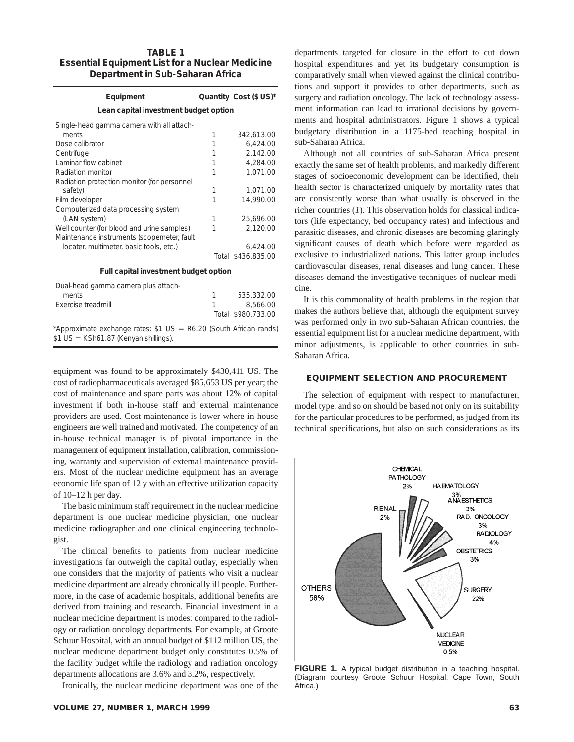**TABLE 1**
**Essential Equipment List for a Nuclear Medicine Department in Sub-Saharan Africa**

| Equipment | Quantity | Cost ($ US)* |
|---|---|---|
| *Lean capital investment budget option* | | |
| Single-head gamma camera with all attachments | 1 | 342,613.00 |
| Dose calibrator | 1 | 6,424.00 |
| Centrifuge | 1 | 2,142.00 |
| Laminar flow cabinet | 1 | 4,284.00 |
| Radiation monitor | 1 | 1,071.00 |
| Radiation protection monitor (for personnel safety) | 1 | 1,071.00 |
| Film developer | 1 | 14,990.00 |
| Computerized data processing system (LAN system) | 1 | 25,696.00 |
| Well counter (for blood and urine samples) | 1 | 2,120.00 |
| Maintenance instruments (scopemeter, fault locater, multimeter, basic tools, etc.) | | 6,424.00 |
| | Total | $436,835.00 |
| *Full capital investment budget option* | | |
| Dual-head gamma camera plus attachments | 1 | 535,332.00 |
| Exercise treadmill | 1 | 8,566.00 |
| | Total | $980,733.00 |

*Approximate exchange rates: $1 US = R6.20 (South African rands) $1 US = KSh61.87 (Kenyan shillings).

equipment was found to be approximately $430,411 US. The cost of radiopharmaceuticals averaged $85,653 US per year; the cost of maintenance and spare parts was about 12% of capital investment if both in-house staff and external maintenance providers are used. Cost maintenance is lower where in-house engineers are well trained and motivated. The competency of an in-house technical manager is of pivotal importance in the management of equipment installation, calibration, commissioning, warranty and supervision of external maintenance providers. Most of the nuclear medicine equipment has an average economic life span of 12 y with an effective utilization capacity of 10–12 h per day.

The basic minimum staff requirement in the nuclear medicine department is one nuclear medicine physician, one nuclear medicine radiographer and one clinical engineering technologist.

The clinical benefits to patients from nuclear medicine investigations far outweigh the capital outlay, especially when one considers that the majority of patients who visit a nuclear medicine department are already chronically ill people. Furthermore, in the case of academic hospitals, additional benefits are derived from training and research. Financial investment in a nuclear medicine department is modest compared to the radiology or radiation oncology departments. For example, at Groote Schuur Hospital, with an annual budget of $112 million US, the nuclear medicine department budget only constitutes 0.5% of the facility budget while the radiology and radiation oncology departments allocations are 3.6% and 3.2%, respectively.

Ironically, the nuclear medicine department was one of the departments targeted for closure in the effort to cut down hospital expenditures and yet its budgetary consumption is comparatively small when viewed against the clinical contributions and support it provides to other departments, such as surgery and radiation oncology. The lack of technology assessment information can lead to irrational decisions by governments and hospital administrators. Figure 1 shows a typical budgetary distribution in a 1175-bed teaching hospital in sub-Saharan Africa.

Although not all countries of sub-Saharan Africa present exactly the same set of health problems, and markedly different stages of socioeconomic development can be identified, their health sector is characterized uniquely by mortality rates that are consistently worse than what usually is observed in the richer countries (*1*). This observation holds for classical indicators (life expectancy, bed occupancy rates) and infectious and parasitic diseases, and chronic diseases are becoming glaringly significant causes of death which before were regarded as exclusive to industrialized nations. This latter group includes cardiovascular diseases, renal diseases and lung cancer. These diseases demand the investigative techniques of nuclear medicine.

It is this commonality of health problems in the region that makes the authors believe that, although the equipment survey was performed only in two sub-Saharan African countries, the essential equipment list for a nuclear medicine department, with minor adjustments, is applicable to other countries in sub-Saharan Africa.

## EQUIPMENT SELECTION AND PROCUREMENT

The selection of equipment with respect to manufacturer, model type, and so on should be based not only on its suitability for the particular procedures to be performed, as judged from its technical specifications, but also on such considerations as its

**FIGURE 1.** A typical budget distribution in a teaching hospital. (Diagram courtesy Groote Schuur Hospital, Cape Town, South Africa.)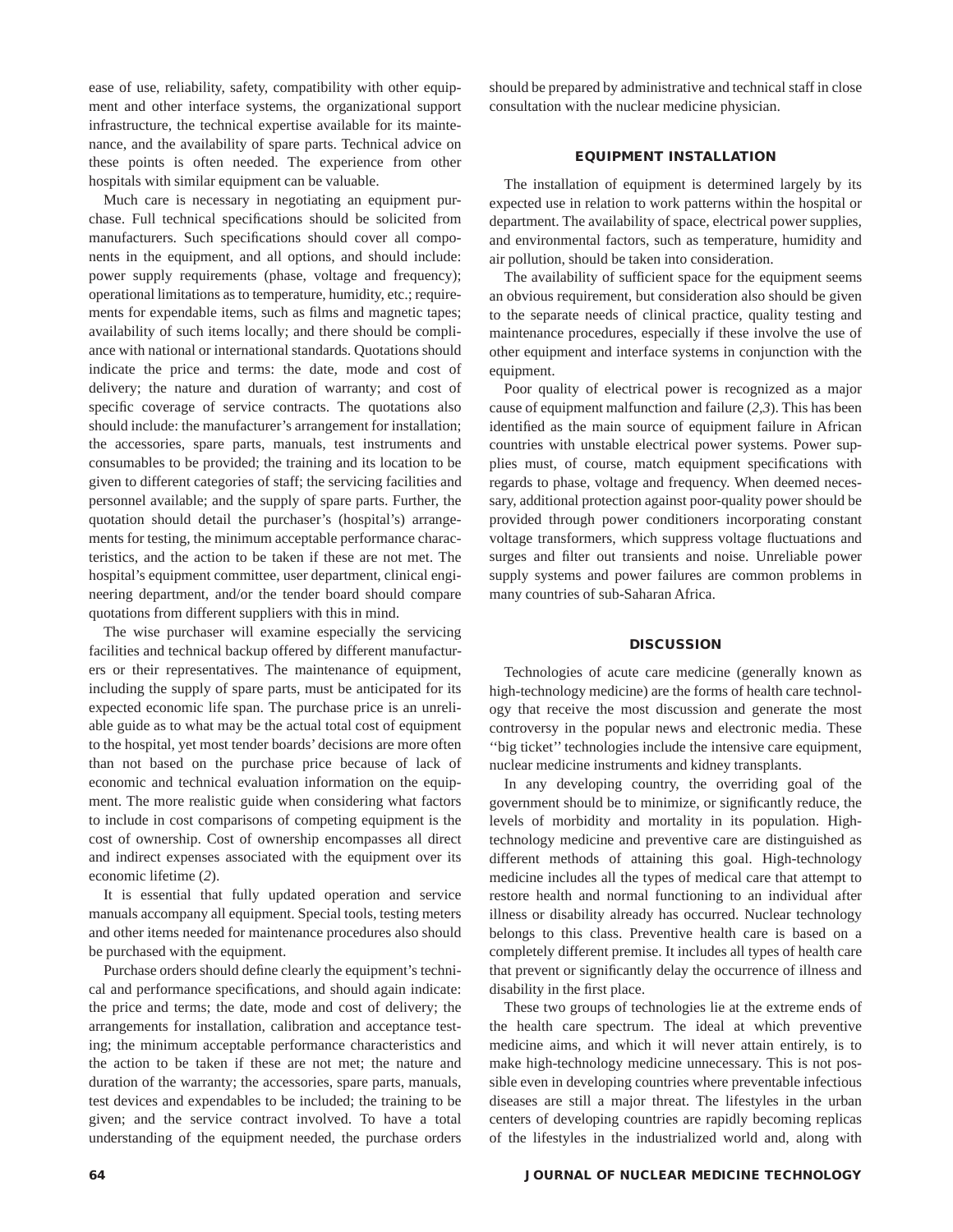ease of use, reliability, safety, compatibility with other equipment and other interface systems, the organizational support infrastructure, the technical expertise available for its maintenance, and the availability of spare parts. Technical advice on these points is often needed. The experience from other hospitals with similar equipment can be valuable.

Much care is necessary in negotiating an equipment purchase. Full technical specifications should be solicited from manufacturers. Such specifications should cover all components in the equipment, and all options, and should include: power supply requirements (phase, voltage and frequency); operational limitations as to temperature, humidity, etc.; requirements for expendable items, such as films and magnetic tapes; availability of such items locally; and there should be compliance with national or international standards. Quotations should indicate the price and terms: the date, mode and cost of delivery; the nature and duration of warranty; and cost of specific coverage of service contracts. The quotations also should include: the manufacturer's arrangement for installation; the accessories, spare parts, manuals, test instruments and consumables to be provided; the training and its location to be given to different categories of staff; the servicing facilities and personnel available; and the supply of spare parts. Further, the quotation should detail the purchaser's (hospital's) arrangements for testing, the minimum acceptable performance characteristics, and the action to be taken if these are not met. The hospital's equipment committee, user department, clinical engineering department, and/or the tender board should compare quotations from different suppliers with this in mind.

The wise purchaser will examine especially the servicing facilities and technical backup offered by different manufacturers or their representatives. The maintenance of equipment, including the supply of spare parts, must be anticipated for its expected economic life span. The purchase price is an unreliable guide as to what may be the actual total cost of equipment to the hospital, yet most tender boards' decisions are more often than not based on the purchase price because of lack of economic and technical evaluation information on the equipment. The more realistic guide when considering what factors to include in cost comparisons of competing equipment is the cost of ownership. Cost of ownership encompasses all direct and indirect expenses associated with the equipment over its economic lifetime (*2*).

It is essential that fully updated operation and service manuals accompany all equipment. Special tools, testing meters and other items needed for maintenance procedures also should be purchased with the equipment.

Purchase orders should define clearly the equipment's technical and performance specifications, and should again indicate: the price and terms; the date, mode and cost of delivery; the arrangements for installation, calibration and acceptance testing; the minimum acceptable performance characteristics and the action to be taken if these are not met; the nature and duration of the warranty; the accessories, spare parts, manuals, test devices and expendables to be included; the training to be given; and the service contract involved. To have a total understanding of the equipment needed, the purchase orders should be prepared by administrative and technical staff in close consultation with the nuclear medicine physician.

## EQUIPMENT INSTALLATION

The installation of equipment is determined largely by its expected use in relation to work patterns within the hospital or department. The availability of space, electrical power supplies, and environmental factors, such as temperature, humidity and air pollution, should be taken into consideration.

The availability of sufficient space for the equipment seems an obvious requirement, but consideration also should be given to the separate needs of clinical practice, quality testing and maintenance procedures, especially if these involve the use of other equipment and interface systems in conjunction with the equipment.

Poor quality of electrical power is recognized as a major cause of equipment malfunction and failure (*2,3*). This has been identified as the main source of equipment failure in African countries with unstable electrical power systems. Power supplies must, of course, match equipment specifications with regards to phase, voltage and frequency. When deemed necessary, additional protection against poor-quality power should be provided through power conditioners incorporating constant voltage transformers, which suppress voltage fluctuations and surges and filter out transients and noise. Unreliable power supply systems and power failures are common problems in many countries of sub-Saharan Africa.

## DISCUSSION

Technologies of acute care medicine (generally known as high-technology medicine) are the forms of health care technology that receive the most discussion and generate the most controversy in the popular news and electronic media. These ''big ticket'' technologies include the intensive care equipment, nuclear medicine instruments and kidney transplants.

In any developing country, the overriding goal of the government should be to minimize, or significantly reduce, the levels of morbidity and mortality in its population. High-technology medicine and preventive care are distinguished as different methods of attaining this goal. High-technology medicine includes all the types of medical care that attempt to restore health and normal functioning to an individual after illness or disability already has occurred. Nuclear technology belongs to this class. Preventive health care is based on a completely different premise. It includes all types of health care that prevent or significantly delay the occurrence of illness and disability in the first place.

These two groups of technologies lie at the extreme ends of the health care spectrum. The ideal at which preventive medicine aims, and which it will never attain entirely, is to make high-technology medicine unnecessary. This is not possible even in developing countries where preventable infectious diseases are still a major threat. The lifestyles in the urban centers of developing countries are rapidly becoming replicas of the lifestyles in the industrialized world and, along with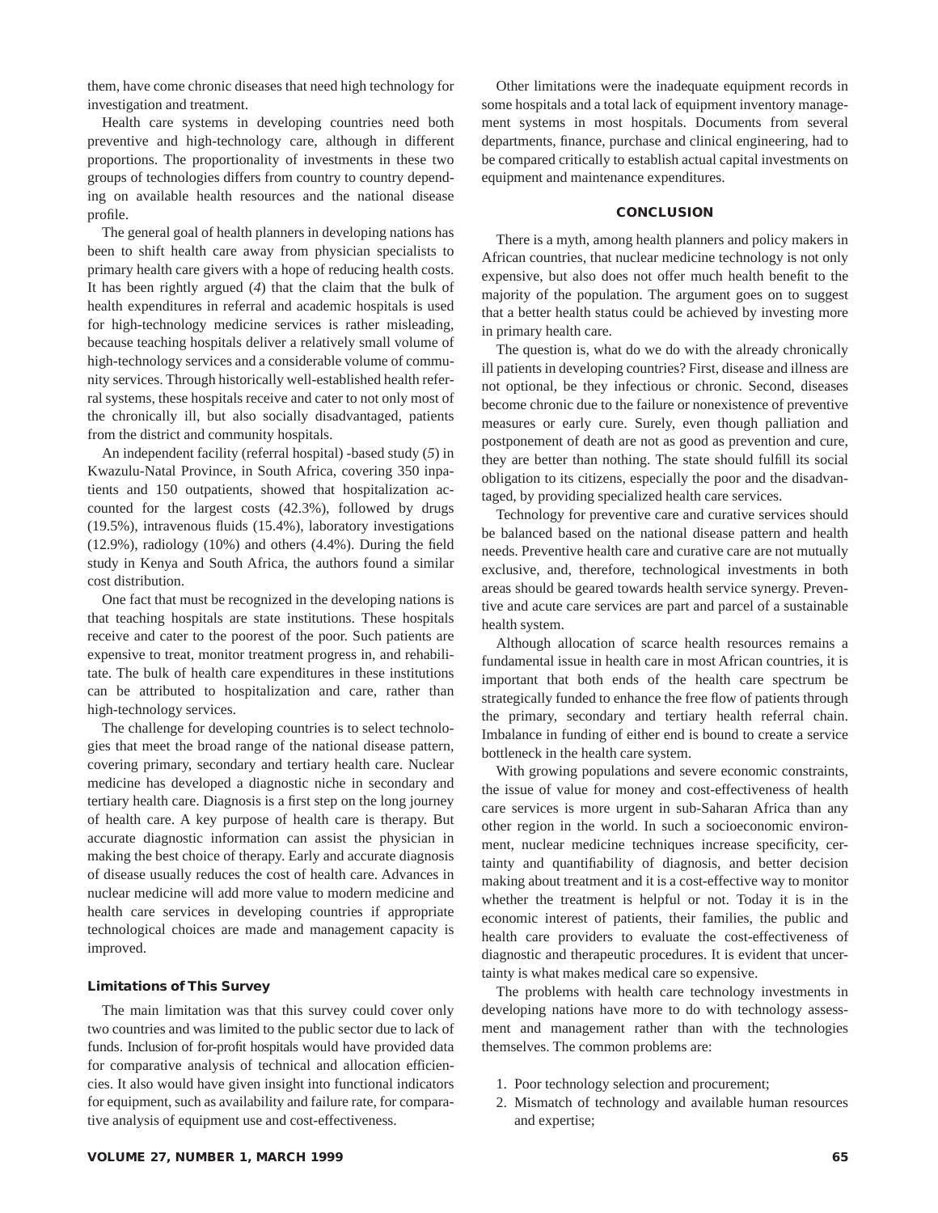them, have come chronic diseases that need high technology for investigation and treatment.

Health care systems in developing countries need both preventive and high-technology care, although in different proportions. The proportionality of investments in these two groups of technologies differs from country to country depending on available health resources and the national disease profile.

The general goal of health planners in developing nations has been to shift health care away from physician specialists to primary health care givers with a hope of reducing health costs. It has been rightly argued (*4*) that the claim that the bulk of health expenditures in referral and academic hospitals is used for high-technology medicine services is rather misleading, because teaching hospitals deliver a relatively small volume of high-technology services and a considerable volume of community services. Through historically well-established health referral systems, these hospitals receive and cater to not only most of the chronically ill, but also socially disadvantaged, patients from the district and community hospitals.

An independent facility (referral hospital) -based study (*5*) in Kwazulu-Natal Province, in South Africa, covering 350 inpatients and 150 outpatients, showed that hospitalization accounted for the largest costs (42.3%), followed by drugs (19.5%), intravenous fluids (15.4%), laboratory investigations (12.9%), radiology (10%) and others (4.4%). During the field study in Kenya and South Africa, the authors found a similar cost distribution.

One fact that must be recognized in the developing nations is that teaching hospitals are state institutions. These hospitals receive and cater to the poorest of the poor. Such patients are expensive to treat, monitor treatment progress in, and rehabilitate. The bulk of health care expenditures in these institutions can be attributed to hospitalization and care, rather than high-technology services.

The challenge for developing countries is to select technologies that meet the broad range of the national disease pattern, covering primary, secondary and tertiary health care. Nuclear medicine has developed a diagnostic niche in secondary and tertiary health care. Diagnosis is a first step on the long journey of health care. A key purpose of health care is therapy. But accurate diagnostic information can assist the physician in making the best choice of therapy. Early and accurate diagnosis of disease usually reduces the cost of health care. Advances in nuclear medicine will add more value to modern medicine and health care services in developing countries if appropriate technological choices are made and management capacity is improved.

### Limitations of This Survey

The main limitation was that this survey could cover only two countries and was limited to the public sector due to lack of funds. Inclusion of for-profit hospitals would have provided data for comparative analysis of technical and allocation efficiencies. It also would have given insight into functional indicators for equipment, such as availability and failure rate, for comparative analysis of equipment use and cost-effectiveness.

Other limitations were the inadequate equipment records in some hospitals and a total lack of equipment inventory management systems in most hospitals. Documents from several departments, finance, purchase and clinical engineering, had to be compared critically to establish actual capital investments on equipment and maintenance expenditures.

## CONCLUSION

There is a myth, among health planners and policy makers in African countries, that nuclear medicine technology is not only expensive, but also does not offer much health benefit to the majority of the population. The argument goes on to suggest that a better health status could be achieved by investing more in primary health care.

The question is, what do we do with the already chronically ill patients in developing countries? First, disease and illness are not optional, be they infectious or chronic. Second, diseases become chronic due to the failure or nonexistence of preventive measures or early cure. Surely, even though palliation and postponement of death are not as good as prevention and cure, they are better than nothing. The state should fulfill its social obligation to its citizens, especially the poor and the disadvantaged, by providing specialized health care services.

Technology for preventive care and curative services should be balanced based on the national disease pattern and health needs. Preventive health care and curative care are not mutually exclusive, and, therefore, technological investments in both areas should be geared towards health service synergy. Preventive and acute care services are part and parcel of a sustainable health system.

Although allocation of scarce health resources remains a fundamental issue in health care in most African countries, it is important that both ends of the health care spectrum be strategically funded to enhance the free flow of patients through the primary, secondary and tertiary health referral chain. Imbalance in funding of either end is bound to create a service bottleneck in the health care system.

With growing populations and severe economic constraints, the issue of value for money and cost-effectiveness of health care services is more urgent in sub-Saharan Africa than any other region in the world. In such a socioeconomic environment, nuclear medicine techniques increase specificity, certainty and quantifiability of diagnosis, and better decision making about treatment and it is a cost-effective way to monitor whether the treatment is helpful or not. Today it is in the economic interest of patients, their families, the public and health care providers to evaluate the cost-effectiveness of diagnostic and therapeutic procedures. It is evident that uncertainty is what makes medical care so expensive.

The problems with health care technology investments in developing nations have more to do with technology assessment and management rather than with the technologies themselves. The common problems are:

1. Poor technology selection and procurement;
2. Mismatch of technology and available human resources and expertise;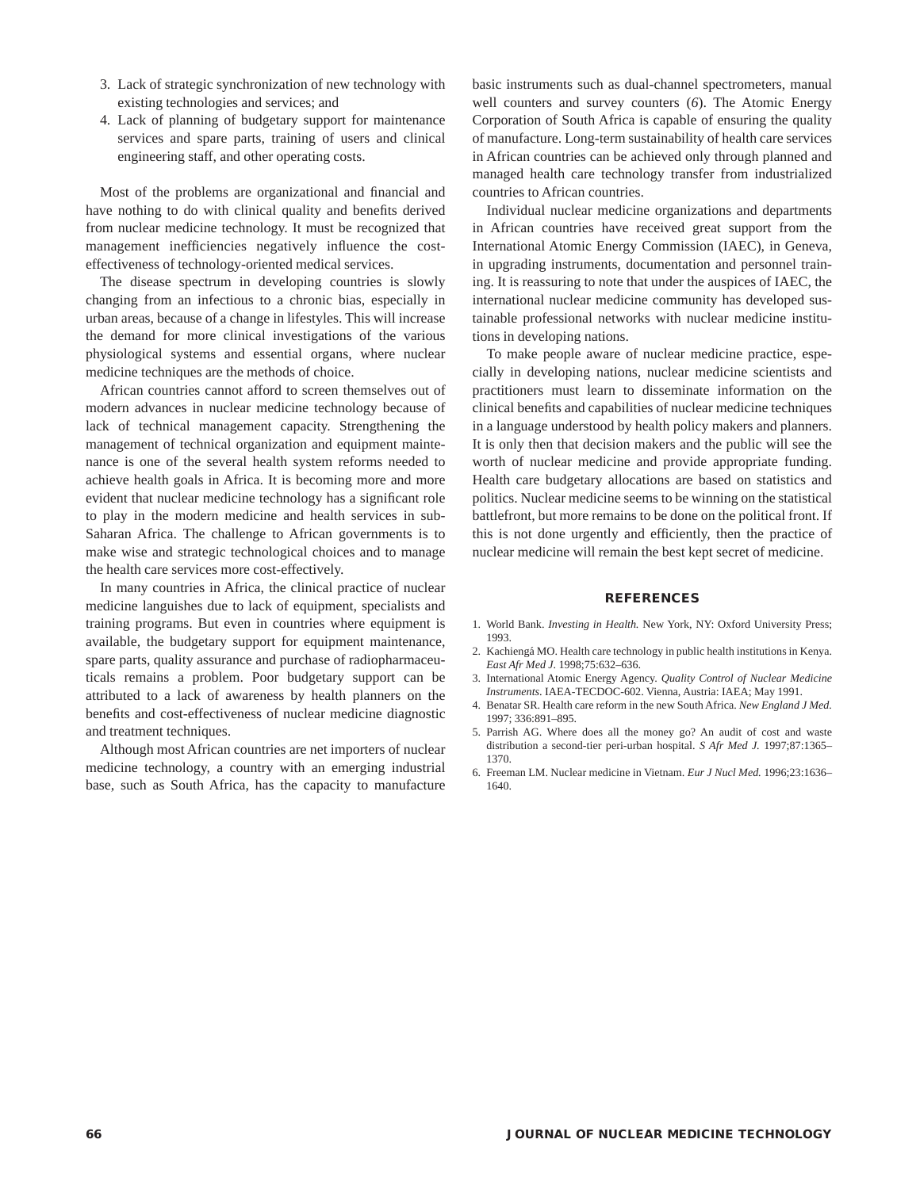3. Lack of strategic synchronization of new technology with existing technologies and services; and
4. Lack of planning of budgetary support for maintenance services and spare parts, training of users and clinical engineering staff, and other operating costs.

Most of the problems are organizational and financial and have nothing to do with clinical quality and benefits derived from nuclear medicine technology. It must be recognized that management inefficiencies negatively influence the cost-effectiveness of technology-oriented medical services.

The disease spectrum in developing countries is slowly changing from an infectious to a chronic bias, especially in urban areas, because of a change in lifestyles. This will increase the demand for more clinical investigations of the various physiological systems and essential organs, where nuclear medicine techniques are the methods of choice.

African countries cannot afford to screen themselves out of modern advances in nuclear medicine technology because of lack of technical management capacity. Strengthening the management of technical organization and equipment maintenance is one of the several health system reforms needed to achieve health goals in Africa. It is becoming more and more evident that nuclear medicine technology has a significant role to play in the modern medicine and health services in sub-Saharan Africa. The challenge to African governments is to make wise and strategic technological choices and to manage the health care services more cost-effectively.

In many countries in Africa, the clinical practice of nuclear medicine languishes due to lack of equipment, specialists and training programs. But even in countries where equipment is available, the budgetary support for equipment maintenance, spare parts, quality assurance and purchase of radiopharmaceuticals remains a problem. Poor budgetary support can be attributed to a lack of awareness by health planners on the benefits and cost-effectiveness of nuclear medicine diagnostic and treatment techniques.

Although most African countries are net importers of nuclear medicine technology, a country with an emerging industrial base, such as South Africa, has the capacity to manufacture basic instruments such as dual-channel spectrometers, manual well counters and survey counters (*6*). The Atomic Energy Corporation of South Africa is capable of ensuring the quality of manufacture. Long-term sustainability of health care services in African countries can be achieved only through planned and managed health care technology transfer from industrialized countries to African countries.

Individual nuclear medicine organizations and departments in African countries have received great support from the International Atomic Energy Commission (IAEC), in Geneva, in upgrading instruments, documentation and personnel training. It is reassuring to note that under the auspices of IAEC, the international nuclear medicine community has developed sustainable professional networks with nuclear medicine institutions in developing nations.

To make people aware of nuclear medicine practice, especially in developing nations, nuclear medicine scientists and practitioners must learn to disseminate information on the clinical benefits and capabilities of nuclear medicine techniques in a language understood by health policy makers and planners. It is only then that decision makers and the public will see the worth of nuclear medicine and provide appropriate funding. Health care budgetary allocations are based on statistics and politics. Nuclear medicine seems to be winning on the statistical battlefront, but more remains to be done on the political front. If this is not done urgently and efficiently, then the practice of nuclear medicine will remain the best kept secret of medicine.

## REFERENCES

1. World Bank. *Investing in Health.* New York, NY: Oxford University Press; 1993.
2. Kachiengá MO. Health care technology in public health institutions in Kenya. *East Afr Med J.* 1998;75:632–636.
3. International Atomic Energy Agency. *Quality Control of Nuclear Medicine Instruments*. IAEA-TECDOC-602. Vienna, Austria: IAEA; May 1991.
4. Benatar SR. Health care reform in the new South Africa. *New England J Med.* 1997; 336:891–895.
5. Parrish AG. Where does all the money go? An audit of cost and waste distribution a second-tier peri-urban hospital. *S Afr Med J.* 1997;87:1365–1370.
6. Freeman LM. Nuclear medicine in Vietnam. *Eur J Nucl Med.* 1996;23:1636–1640.